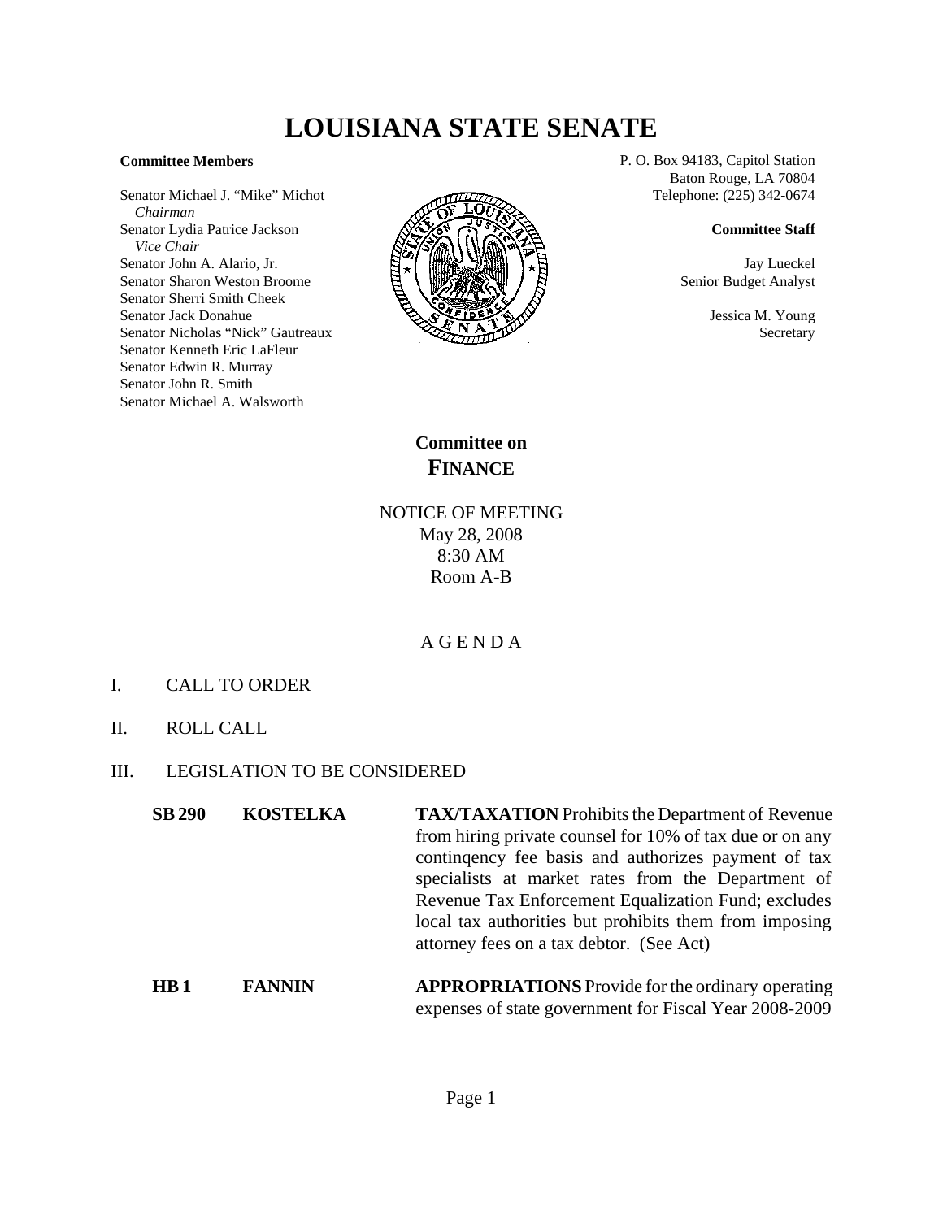# LOUISIANA STATE SENATE

**Committee Members**

Senator Michael J. "Mike" Michot
*Chairman*
Senator Lydia Patrice Jackson
*Vice Chair*
Senator John A. Alario, Jr.
Senator Sharon Weston Broome
Senator Sherri Smith Cheek
Senator Jack Donahue
Senator Nicholas "Nick" Gautreaux
Senator Kenneth Eric LaFleur
Senator Edwin R. Murray
Senator John R. Smith
Senator Michael A. Walsworth

P. O. Box 94183, Capitol Station
Baton Rouge, LA 70804
Telephone: (225) 342-0674

**Committee Staff**

Jay Lueckel
Senior Budget Analyst

Jessica M. Young
Secretary

## Committee on FINANCE

NOTICE OF MEETING
May 28, 2008
8:30 AM
Room A-B

A G E N D A

I. CALL TO ORDER

II. ROLL CALL

III. LEGISLATION TO BE CONSIDERED

**SB 290** **KOSTELKA** **TAX/TAXATION** Prohibits the Department of Revenue from hiring private counsel for 10% of tax due or on any continqency fee basis and authorizes payment of tax specialists at market rates from the Department of Revenue Tax Enforcement Equalization Fund; excludes local tax authorities but prohibits them from imposing attorney fees on a tax debtor. (See Act)

**HB 1** **FANNIN** **APPROPRIATIONS** Provide for the ordinary operating expenses of state government for Fiscal Year 2008-2009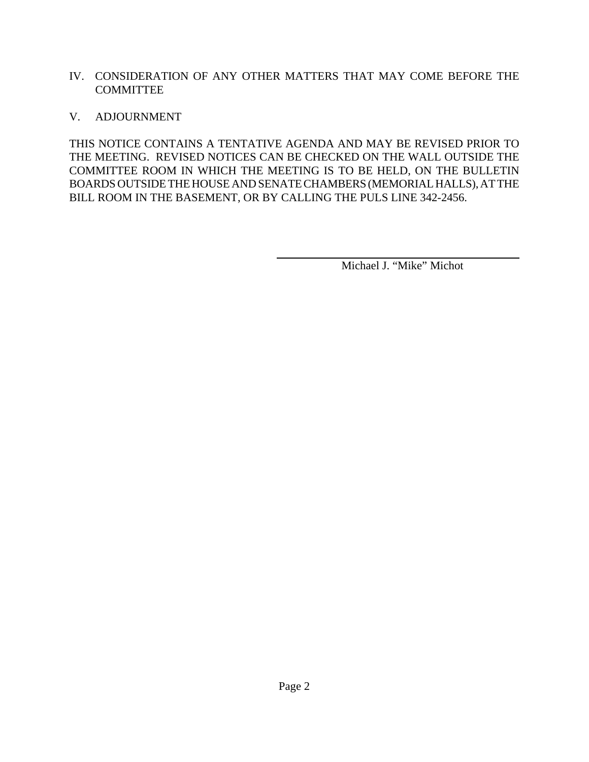IV. CONSIDERATION OF ANY OTHER MATTERS THAT MAY COME BEFORE THE COMMITTEE

V. ADJOURNMENT

THIS NOTICE CONTAINS A TENTATIVE AGENDA AND MAY BE REVISED PRIOR TO THE MEETING. REVISED NOTICES CAN BE CHECKED ON THE WALL OUTSIDE THE COMMITTEE ROOM IN WHICH THE MEETING IS TO BE HELD, ON THE BULLETIN BOARDS OUTSIDE THE HOUSE AND SENATE CHAMBERS (MEMORIAL HALLS), AT THE BILL ROOM IN THE BASEMENT, OR BY CALLING THE PULS LINE 342-2456.

\_\_\_\_\_\_\_\_\_\_\_\_\_\_\_\_\_\_\_\_\_\_\_\_\_\_\_\_\_\_\_\_\_\_\_\_

Michael J. "Mike" Michot